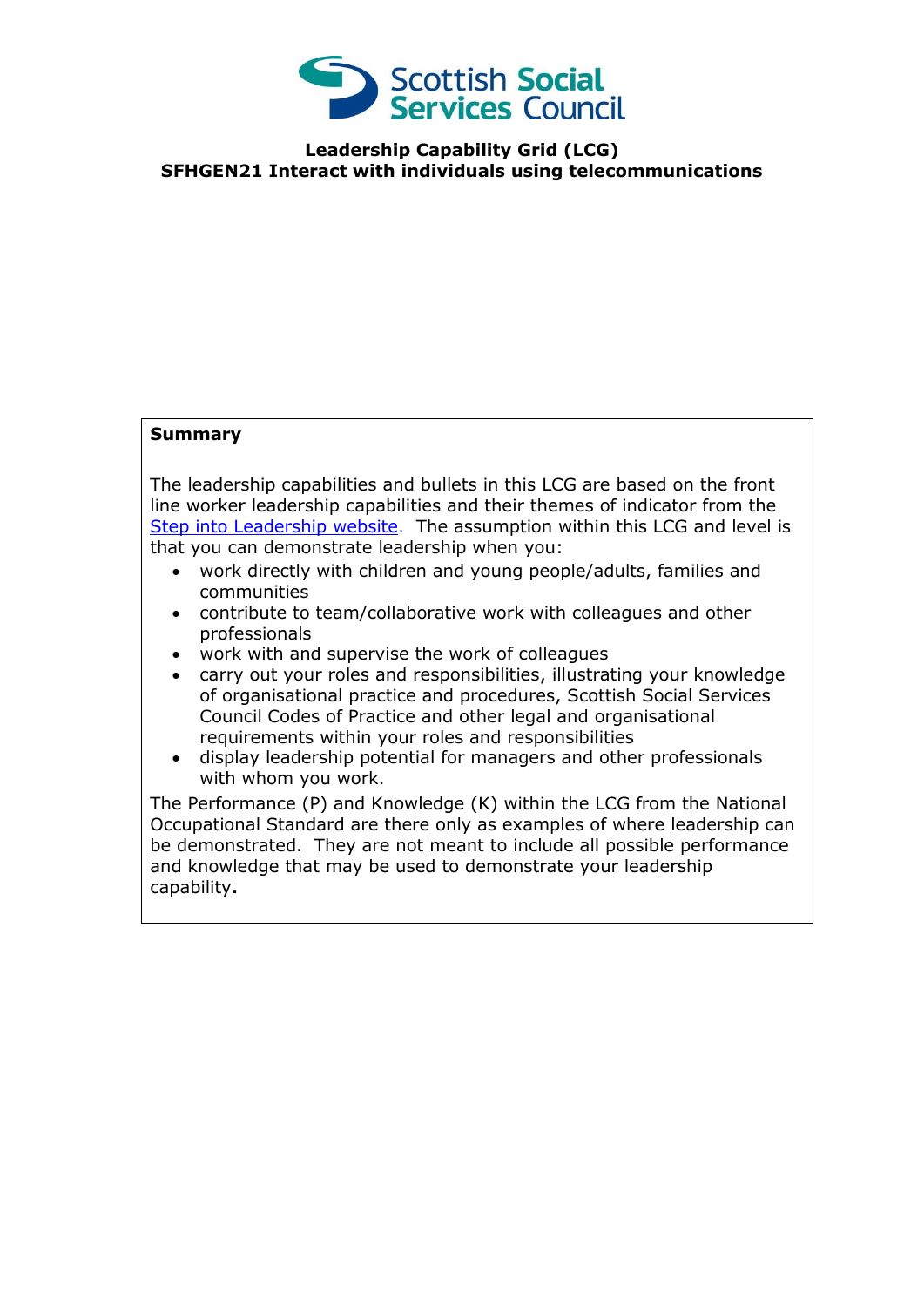Scottish Social Services Council

**Leadership Capability Grid (LCG)**
**SFHGEN21 Interact with individuals using telecommunications**

**Summary**

The leadership capabilities and bullets in this LCG are based on the front line worker leadership capabilities and their themes of indicator from the Step into Leadership website. The assumption within this LCG and level is that you can demonstrate leadership when you:

- work directly with children and young people/adults, families and communities
- contribute to team/collaborative work with colleagues and other professionals
- work with and supervise the work of colleagues
- carry out your roles and responsibilities, illustrating your knowledge of organisational practice and procedures, Scottish Social Services Council Codes of Practice and other legal and organisational requirements within your roles and responsibilities
- display leadership potential for managers and other professionals with whom you work.

The Performance (P) and Knowledge (K) within the LCG from the National Occupational Standard are there only as examples of where leadership can be demonstrated. They are not meant to include all possible performance and knowledge that may be used to demonstrate your leadership capability**.**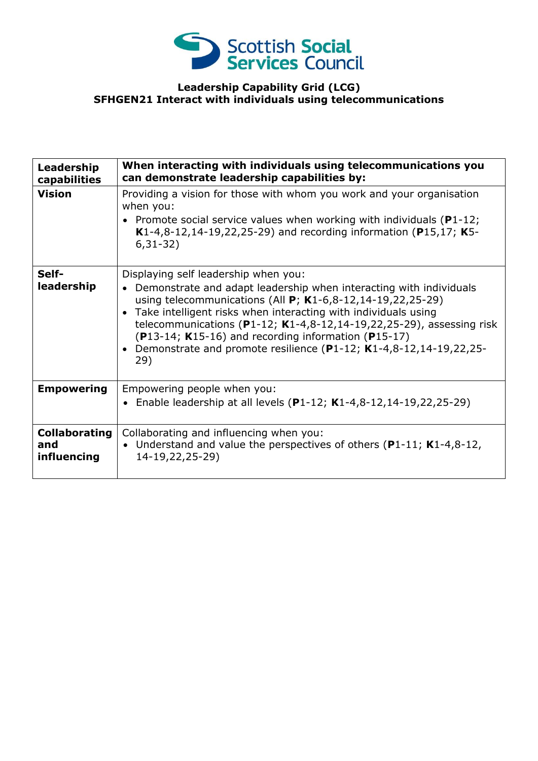**Scottish Social Services Council**

**Leadership Capability Grid (LCG)**
**SFHGEN21 Interact with individuals using telecommunications**

| **Leadership capabilities** | **When interacting with individuals using telecommunications you can demonstrate leadership capabilities by:** |
|---|---|
| **Vision** | Providing a vision for those with whom you work and your organisation when you:<br>• Promote social service values when working with individuals (**P**1-12; **K**1-4,8-12,14-19,22,25-29) and recording information (**P**15,17; **K**5-6,31-32) |
| **Self-leadership** | Displaying self leadership when you:<br>• Demonstrate and adapt leadership when interacting with individuals using telecommunications (All **P**; **K**1-6,8-12,14-19,22,25-29)<br>• Take intelligent risks when interacting with individuals using telecommunications (**P**1-12; **K**1-4,8-12,14-19,22,25-29), assessing risk (**P**13-14; **K**15-16) and recording information (**P**15-17)<br>• Demonstrate and promote resilience (**P**1-12; **K**1-4,8-12,14-19,22,25-29) |
| **Empowering** | Empowering people when you:<br>• Enable leadership at all levels (**P**1-12; **K**1-4,8-12,14-19,22,25-29) |
| **Collaborating and influencing** | Collaborating and influencing when you:<br>• Understand and value the perspectives of others (**P**1-11; **K**1-4,8-12, 14-19,22,25-29) |